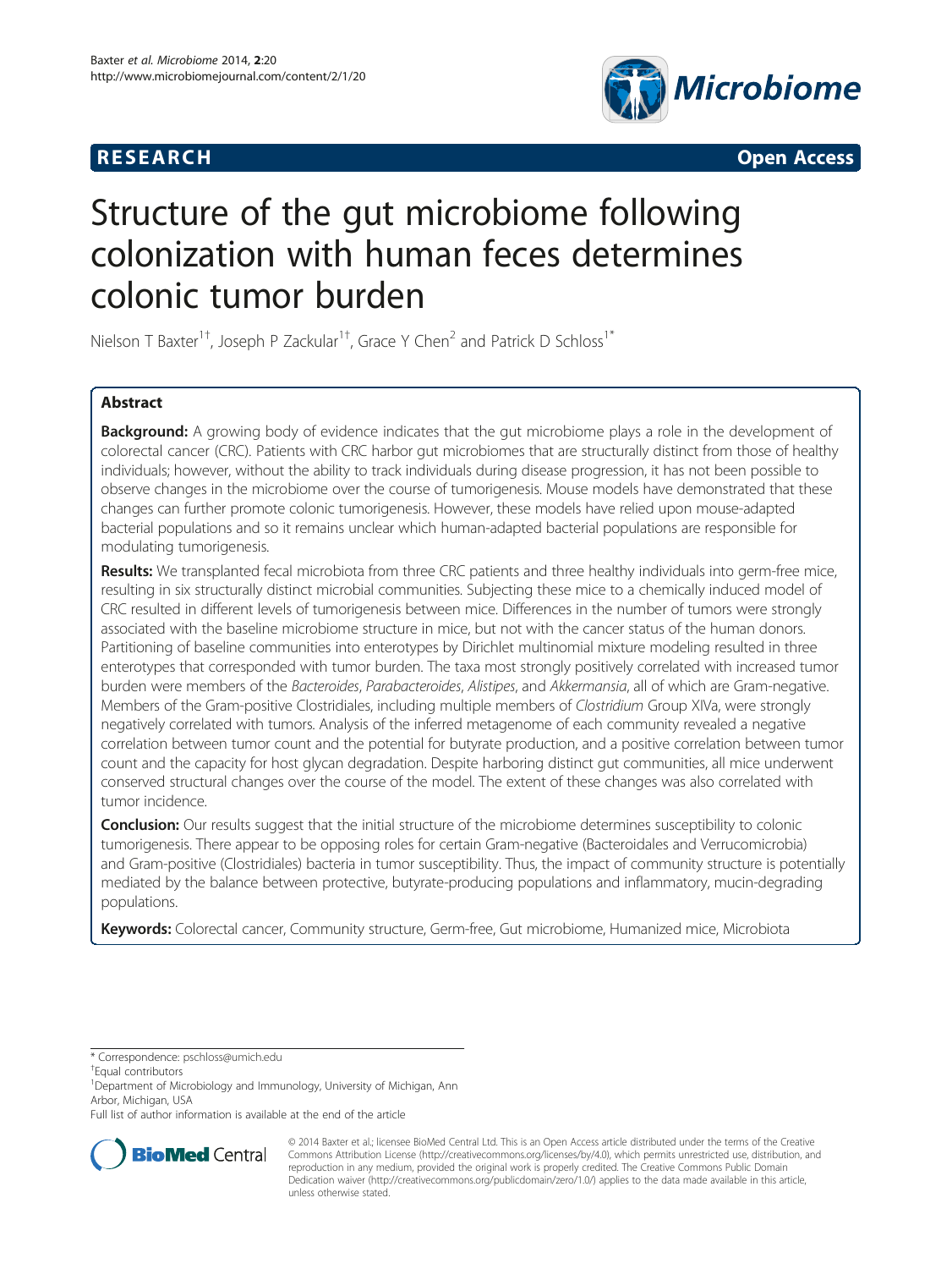RESEARCH Open Access

# Structure of the gut microbiome following colonization with human feces determines colonic tumor burden

Nielson T Baxter[1†], Joseph P Zackular[1†], Grace Y Chen[2] and Patrick D Schloss[1*]

## Abstract

**Background:** A growing body of evidence indicates that the gut microbiome plays a role in the development of colorectal cancer (CRC). Patients with CRC harbor gut microbiomes that are structurally distinct from those of healthy individuals; however, without the ability to track individuals during disease progression, it has not been possible to observe changes in the microbiome over the course of tumorigenesis. Mouse models have demonstrated that these changes can further promote colonic tumorigenesis. However, these models have relied upon mouse-adapted bacterial populations and so it remains unclear which human-adapted bacterial populations are responsible for modulating tumorigenesis.

**Results:** We transplanted fecal microbiota from three CRC patients and three healthy individuals into germ-free mice, resulting in six structurally distinct microbial communities. Subjecting these mice to a chemically induced model of CRC resulted in different levels of tumorigenesis between mice. Differences in the number of tumors were strongly associated with the baseline microbiome structure in mice, but not with the cancer status of the human donors. Partitioning of baseline communities into enterotypes by Dirichlet multinomial mixture modeling resulted in three enterotypes that corresponded with tumor burden. The taxa most strongly positively correlated with increased tumor burden were members of the *Bacteroides*, *Parabacteroides*, *Alistipes*, and *Akkermansia*, all of which are Gram-negative. Members of the Gram-positive Clostridiales, including multiple members of *Clostridium* Group XIVa, were strongly negatively correlated with tumors. Analysis of the inferred metagenome of each community revealed a negative correlation between tumor count and the potential for butyrate production, and a positive correlation between tumor count and the capacity for host glycan degradation. Despite harboring distinct gut communities, all mice underwent conserved structural changes over the course of the model. The extent of these changes was also correlated with tumor incidence.

**Conclusion:** Our results suggest that the initial structure of the microbiome determines susceptibility to colonic tumorigenesis. There appear to be opposing roles for certain Gram-negative (Bacteroidales and Verrucomicrobia) and Gram-positive (Clostridiales) bacteria in tumor susceptibility. Thus, the impact of community structure is potentially mediated by the balance between protective, butyrate-producing populations and inflammatory, mucin-degrading populations.

**Keywords:** Colorectal cancer, Community structure, Germ-free, Gut microbiome, Humanized mice, Microbiota

---

\* Correspondence: pschloss@umich.edu
† Equal contributors
[1] Department of Microbiology and Immunology, University of Michigan, Ann Arbor, Michigan, USA
Full list of author information is available at the end of the article

© 2014 Baxter et al.; licensee BioMed Central Ltd. This is an Open Access article distributed under the terms of the Creative Commons Attribution License (http://creativecommons.org/licenses/by/4.0), which permits unrestricted use, distribution, and reproduction in any medium, provided the original work is properly credited. The Creative Commons Public Domain Dedication waiver (http://creativecommons.org/publicdomain/zero/1.0/) applies to the data made available in this article, unless otherwise stated.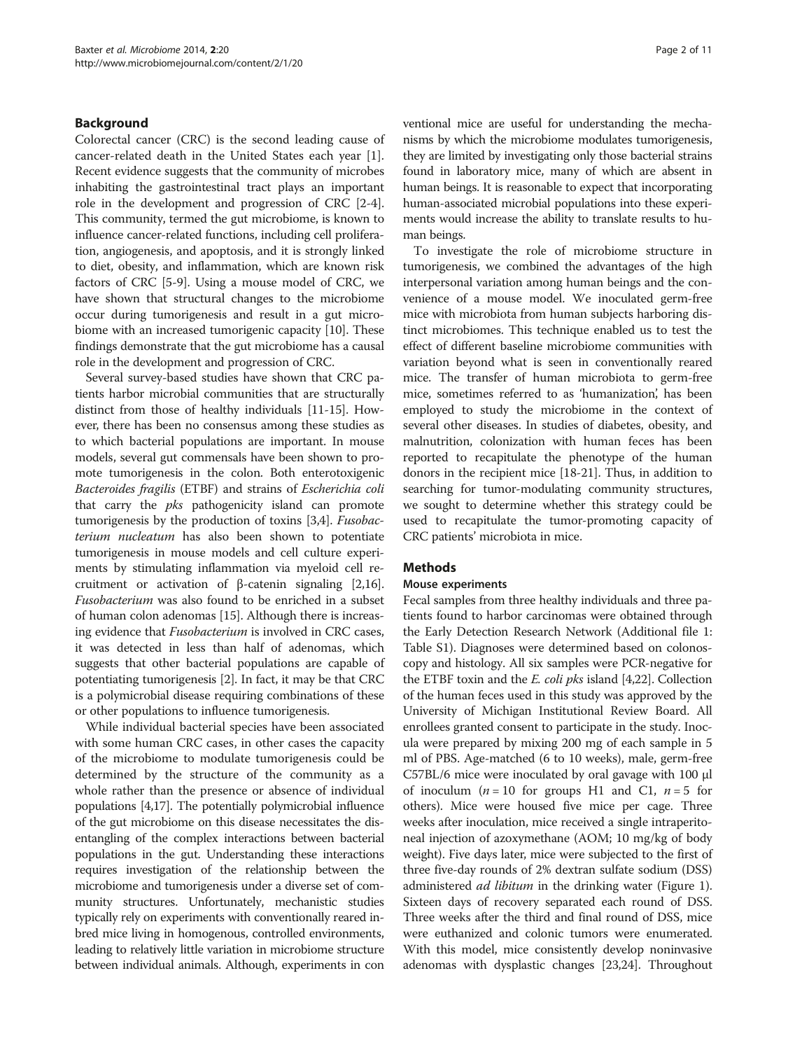## Background

Colorectal cancer (CRC) is the second leading cause of cancer-related death in the United States each year [1]. Recent evidence suggests that the community of microbes inhabiting the gastrointestinal tract plays an important role in the development and progression of CRC [2-4]. This community, termed the gut microbiome, is known to influence cancer-related functions, including cell proliferation, angiogenesis, and apoptosis, and it is strongly linked to diet, obesity, and inflammation, which are known risk factors of CRC [5-9]. Using a mouse model of CRC, we have shown that structural changes to the microbiome occur during tumorigenesis and result in a gut microbiome with an increased tumorigenic capacity [10]. These findings demonstrate that the gut microbiome has a causal role in the development and progression of CRC.

Several survey-based studies have shown that CRC patients harbor microbial communities that are structurally distinct from those of healthy individuals [11-15]. However, there has been no consensus among these studies as to which bacterial populations are important. In mouse models, several gut commensals have been shown to promote tumorigenesis in the colon. Both enterotoxigenic *Bacteroides fragilis* (ETBF) and strains of *Escherichia coli* that carry the *pks* pathogenicity island can promote tumorigenesis by the production of toxins [3,4]. *Fusobacterium nucleatum* has also been shown to potentiate tumorigenesis in mouse models and cell culture experiments by stimulating inflammation via myeloid cell recruitment or activation of β-catenin signaling [2,16]. *Fusobacterium* was also found to be enriched in a subset of human colon adenomas [15]. Although there is increasing evidence that *Fusobacterium* is involved in CRC cases, it was detected in less than half of adenomas, which suggests that other bacterial populations are capable of potentiating tumorigenesis [2]. In fact, it may be that CRC is a polymicrobial disease requiring combinations of these or other populations to influence tumorigenesis.

While individual bacterial species have been associated with some human CRC cases, in other cases the capacity of the microbiome to modulate tumorigenesis could be determined by the structure of the community as a whole rather than the presence or absence of individual populations [4,17]. The potentially polymicrobial influence of the gut microbiome on this disease necessitates the disentangling of the complex interactions between bacterial populations in the gut. Understanding these interactions requires investigation of the relationship between the microbiome and tumorigenesis under a diverse set of community structures. Unfortunately, mechanistic studies typically rely on experiments with conventionally reared inbred mice living in homogenous, controlled environments, leading to relatively little variation in microbiome structure between individual animals. Although, experiments in conventional mice are useful for understanding the mechanisms by which the microbiome modulates tumorigenesis, they are limited by investigating only those bacterial strains found in laboratory mice, many of which are absent in human beings. It is reasonable to expect that incorporating human-associated microbial populations into these experiments would increase the ability to translate results to human beings.

To investigate the role of microbiome structure in tumorigenesis, we combined the advantages of the high interpersonal variation among human beings and the convenience of a mouse model. We inoculated germ-free mice with microbiota from human subjects harboring distinct microbiomes. This technique enabled us to test the effect of different baseline microbiome communities with variation beyond what is seen in conventionally reared mice. The transfer of human microbiota to germ-free mice, sometimes referred to as 'humanization', has been employed to study the microbiome in the context of several other diseases. In studies of diabetes, obesity, and malnutrition, colonization with human feces has been reported to recapitulate the phenotype of the human donors in the recipient mice [18-21]. Thus, in addition to searching for tumor-modulating community structures, we sought to determine whether this strategy could be used to recapitulate the tumor-promoting capacity of CRC patients' microbiota in mice.

## Methods

### Mouse experiments

Fecal samples from three healthy individuals and three patients found to harbor carcinomas were obtained through the Early Detection Research Network (Additional file 1: Table S1). Diagnoses were determined based on colonoscopy and histology. All six samples were PCR-negative for the ETBF toxin and the *E. coli pks* island [4,22]. Collection of the human feces used in this study was approved by the University of Michigan Institutional Review Board. All enrollees granted consent to participate in the study. Inocula were prepared by mixing 200 mg of each sample in 5 ml of PBS. Age-matched (6 to 10 weeks), male, germ-free C57BL/6 mice were inoculated by oral gavage with 100 μl of inoculum ($n = 10$ for groups H1 and C1, $n = 5$ for others). Mice were housed five mice per cage. Three weeks after inoculation, mice received a single intraperitoneal injection of azoxymethane (AOM; 10 mg/kg of body weight). Five days later, mice were subjected to the first of three five-day rounds of 2% dextran sulfate sodium (DSS) administered *ad libitum* in the drinking water (Figure 1). Sixteen days of recovery separated each round of DSS. Three weeks after the third and final round of DSS, mice were euthanized and colonic tumors were enumerated. With this model, mice consistently develop noninvasive adenomas with dysplastic changes [23,24]. Throughout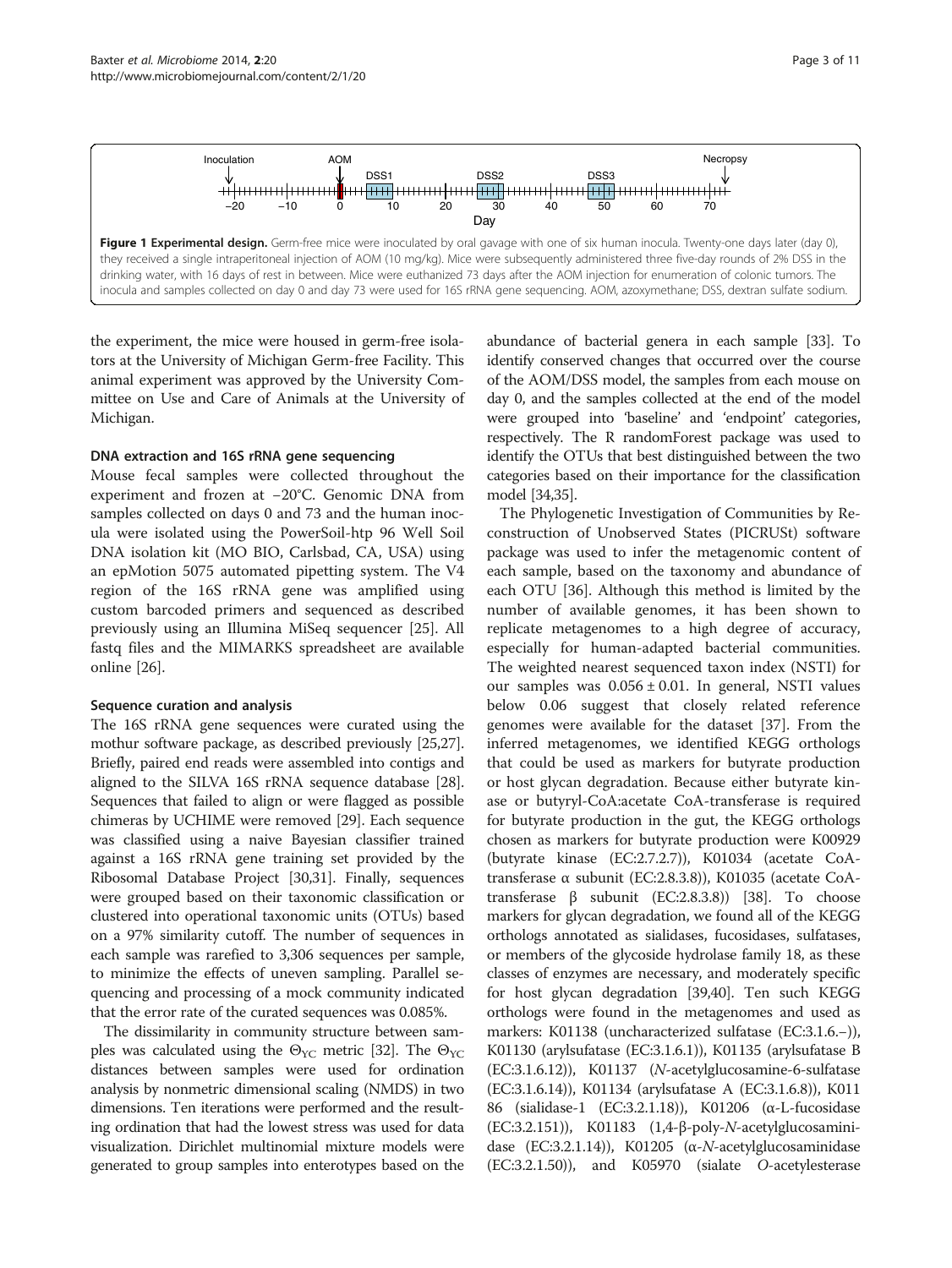Figure 1 Experimental design. Germ-free mice were inoculated by oral gavage with one of six human inocula. Twenty-one days later (day 0), they received a single intraperitoneal injection of AOM (10 mg/kg). Mice were subsequently administered three five-day rounds of 2% DSS in the drinking water, with 16 days of rest in between. Mice were euthanized 73 days after the AOM injection for enumeration of colonic tumors. The inocula and samples collected on day 0 and day 73 were used for 16S rRNA gene sequencing. AOM, azoxymethane; DSS, dextran sulfate sodium.

the experiment, the mice were housed in germ-free isolators at the University of Michigan Germ-free Facility. This animal experiment was approved by the University Committee on Use and Care of Animals at the University of Michigan.

### DNA extraction and 16S rRNA gene sequencing

Mouse fecal samples were collected throughout the experiment and frozen at −20°C. Genomic DNA from samples collected on days 0 and 73 and the human inocula were isolated using the PowerSoil-htp 96 Well Soil DNA isolation kit (MO BIO, Carlsbad, CA, USA) using an epMotion 5075 automated pipetting system. The V4 region of the 16S rRNA gene was amplified using custom barcoded primers and sequenced as described previously using an Illumina MiSeq sequencer [25]. All fastq files and the MIMARKS spreadsheet are available online [26].

### Sequence curation and analysis

The 16S rRNA gene sequences were curated using the mothur software package, as described previously [25,27]. Briefly, paired end reads were assembled into contigs and aligned to the SILVA 16S rRNA sequence database [28]. Sequences that failed to align or were flagged as possible chimeras by UCHIME were removed [29]. Each sequence was classified using a naive Bayesian classifier trained against a 16S rRNA gene training set provided by the Ribosomal Database Project [30,31]. Finally, sequences were grouped based on their taxonomic classification or clustered into operational taxonomic units (OTUs) based on a 97% similarity cutoff. The number of sequences in each sample was rarefied to 3,306 sequences per sample, to minimize the effects of uneven sampling. Parallel sequencing and processing of a mock community indicated that the error rate of the curated sequences was 0.085%.

The dissimilarity in community structure between samples was calculated using the $\Theta_{YC}$ metric [32]. The $\Theta_{YC}$ distances between samples were used for ordination analysis by nonmetric dimensional scaling (NMDS) in two dimensions. Ten iterations were performed and the resulting ordination that had the lowest stress was used for data visualization. Dirichlet multinomial mixture models were generated to group samples into enterotypes based on the abundance of bacterial genera in each sample [33]. To identify conserved changes that occurred over the course of the AOM/DSS model, the samples from each mouse on day 0, and the samples collected at the end of the model were grouped into 'baseline' and 'endpoint' categories, respectively. The R randomForest package was used to identify the OTUs that best distinguished between the two categories based on their importance for the classification model [34,35].

The Phylogenetic Investigation of Communities by Reconstruction of Unobserved States (PICRUSt) software package was used to infer the metagenomic content of each sample, based on the taxonomy and abundance of each OTU [36]. Although this method is limited by the number of available genomes, it has been shown to replicate metagenomes to a high degree of accuracy, especially for human-adapted bacterial communities. The weighted nearest sequenced taxon index (NSTI) for our samples was $0.056 \pm 0.01$. In general, NSTI values below 0.06 suggest that closely related reference genomes were available for the dataset [37]. From the inferred metagenomes, we identified KEGG orthologs that could be used as markers for butyrate production or host glycan degradation. Because either butyrate kinase or butyryl-CoA:acetate CoA-transferase is required for butyrate production in the gut, the KEGG orthologs chosen as markers for butyrate production were K00929 (butyrate kinase (EC:2.7.2.7)), K01034 (acetate CoA-transferase α subunit (EC:2.8.3.8)), K01035 (acetate CoA-transferase β subunit (EC:2.8.3.8)) [38]. To choose markers for glycan degradation, we found all of the KEGG orthologs annotated as sialidases, fucosidases, sulfatases, or members of the glycoside hydrolase family 18, as these classes of enzymes are necessary, and moderately specific for host glycan degradation [39,40]. Ten such KEGG orthologs were found in the metagenomes and used as markers: K01138 (uncharacterized sulfatase (EC:3.1.6.–)), K01130 (arylsulfatase (EC:3.1.6.1)), K01135 (arylsufatase B (EC:3.1.6.12)), K01137 (*N*-acetylglucosamine-6-sulfatase (EC:3.1.6.14)), K01134 (arylsulfatase A (EC:3.1.6.8)), K01186 (sialidase-1 (EC:3.2.1.18)), K01206 (α-L-fucosidase (EC:3.2.151)), K01183 (1,4-β-poly-*N*-acetylglucosaminidase (EC:3.2.1.14)), K01205 (α-*N*-acetylglucosaminidase (EC:3.2.1.50)), and K05970 (sialate *O*-acetylesterase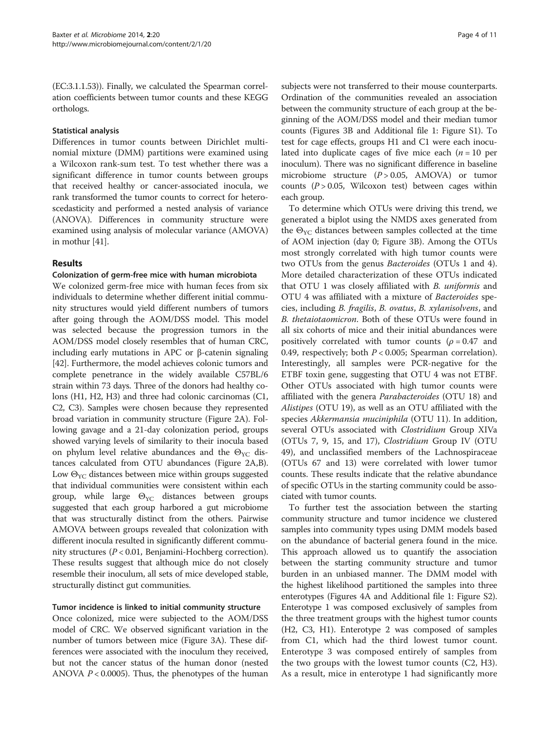(EC:3.1.1.53)). Finally, we calculated the Spearman correlation coefficients between tumor counts and these KEGG orthologs.

### Statistical analysis

Differences in tumor counts between Dirichlet multinomial mixture (DMM) partitions were examined using a Wilcoxon rank-sum test. To test whether there was a significant difference in tumor counts between groups that received healthy or cancer-associated inocula, we rank transformed the tumor counts to correct for heteroscedasticity and performed a nested analysis of variance (ANOVA). Differences in community structure were examined using analysis of molecular variance (AMOVA) in mothur [41].

## Results

### Colonization of germ-free mice with human microbiota

We colonized germ-free mice with human feces from six individuals to determine whether different initial community structures would yield different numbers of tumors after going through the AOM/DSS model. This model was selected because the progression tumors in the AOM/DSS model closely resembles that of human CRC, including early mutations in APC or β-catenin signaling [42]. Furthermore, the model achieves colonic tumors and complete penetrance in the widely available C57BL/6 strain within 73 days. Three of the donors had healthy colons (H1, H2, H3) and three had colonic carcinomas (C1, C2, C3). Samples were chosen because they represented broad variation in community structure (Figure 2A). Following gavage and a 21-day colonization period, groups showed varying levels of similarity to their inocula based on phylum level relative abundances and the $\Theta_{YC}$ distances calculated from OTU abundances (Figure 2A,B). Low $\Theta_{YC}$ distances between mice within groups suggested that individual communities were consistent within each group, while large $\Theta_{YC}$ distances between groups suggested that each group harbored a gut microbiome that was structurally distinct from the others. Pairwise AMOVA between groups revealed that colonization with different inocula resulted in significantly different community structures ($P < 0.01$, Benjamini-Hochberg correction). These results suggest that although mice do not closely resemble their inoculum, all sets of mice developed stable, structurally distinct gut communities.

### Tumor incidence is linked to initial community structure

Once colonized, mice were subjected to the AOM/DSS model of CRC. We observed significant variation in the number of tumors between mice (Figure 3A). These differences were associated with the inoculum they received, but not the cancer status of the human donor (nested ANOVA $P < 0.0005$). Thus, the phenotypes of the human subjects were not transferred to their mouse counterparts. Ordination of the communities revealed an association between the community structure of each group at the beginning of the AOM/DSS model and their median tumor counts (Figures 3B and Additional file 1: Figure S1). To test for cage effects, groups H1 and C1 were each inoculated into duplicate cages of five mice each ($n = 10$ per inoculum). There was no significant difference in baseline microbiome structure ($P > 0.05$, AMOVA) or tumor counts ($P > 0.05$, Wilcoxon test) between cages within each group.

To determine which OTUs were driving this trend, we generated a biplot using the NMDS axes generated from the $\Theta_{YC}$ distances between samples collected at the time of AOM injection (day 0; Figure 3B). Among the OTUs most strongly correlated with high tumor counts were two OTUs from the genus *Bacteroides* (OTUs 1 and 4). More detailed characterization of these OTUs indicated that OTU 1 was closely affiliated with *B. uniformis* and OTU 4 was affiliated with a mixture of *Bacteroides* species, including *B. fragilis*, *B. ovatus*, *B. xylanisolvens*, and *B. thetaiotaomicron*. Both of these OTUs were found in all six cohorts of mice and their initial abundances were positively correlated with tumor counts ($\rho = 0.47$ and 0.49, respectively; both $P < 0.005$; Spearman correlation). Interestingly, all samples were PCR-negative for the ETBF toxin gene, suggesting that OTU 4 was not ETBF. Other OTUs associated with high tumor counts were affiliated with the genera *Parabacteroides* (OTU 18) and *Alistipes* (OTU 19), as well as an OTU affiliated with the species *Akkermansia muciniphila* (OTU 11). In addition, several OTUs associated with *Clostridium* Group XIVa (OTUs 7, 9, 15, and 17), *Clostridium* Group IV (OTU 49), and unclassified members of the Lachnospiraceae (OTUs 67 and 13) were correlated with lower tumor counts. These results indicate that the relative abundance of specific OTUs in the starting community could be associated with tumor counts.

To further test the association between the starting community structure and tumor incidence we clustered samples into community types using DMM models based on the abundance of bacterial genera found in the mice. This approach allowed us to quantify the association between the starting community structure and tumor burden in an unbiased manner. The DMM model with the highest likelihood partitioned the samples into three enterotypes (Figures 4A and Additional file 1: Figure S2). Enterotype 1 was composed exclusively of samples from the three treatment groups with the highest tumor counts (H2, C3, H1). Enterotype 2 was composed of samples from C1, which had the third lowest tumor count. Enterotype 3 was composed entirely of samples from the two groups with the lowest tumor counts (C2, H3). As a result, mice in enterotype 1 had significantly more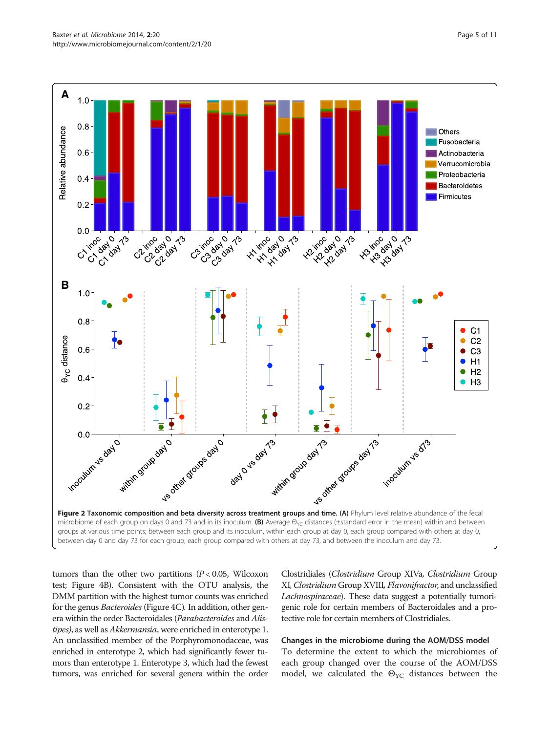**Figure 2 Taxonomic composition and beta diversity across treatment groups and time. (A)** Phylum level relative abundance of the fecal microbiome of each group on days 0 and 73 and in its inoculum. **(B)** Average $\Theta_{YC}$ distances (±standard error in the mean) within and between groups at various time points; between each group and its inoculum, within each group at day 0, each group compared with others at day 0, between day 0 and day 73 for each group, each group compared with others at day 73, and between the inoculum and day 73.

tumors than the other two partitions ($P < 0.05$, Wilcoxon test; Figure 4B). Consistent with the OTU analysis, the DMM partition with the highest tumor counts was enriched for the genus *Bacteroides* (Figure 4C). In addition, other genera within the order Bacteroidales (*Parabacteroides* and *Alistipes*), as well as *Akkermansia*, were enriched in enterotype 1. An unclassified member of the Porphyromonodaceae, was enriched in enterotype 2, which had significantly fewer tumors than enterotype 1. Enterotype 3, which had the fewest tumors, was enriched for several genera within the order Clostridiales (*Clostridium* Group XIVa, *Clostridium* Group XI, *Clostridium* Group XVIII, *Flavonifractor*, and unclassified *Lachnospiraceae*). These data suggest a potentially tumorigenic role for certain members of Bacteroidales and a protective role for certain members of Clostridiales.

### Changes in the microbiome during the AOM/DSS model

To determine the extent to which the microbiomes of each group changed over the course of the AOM/DSS model, we calculated the $\Theta_{YC}$ distances between the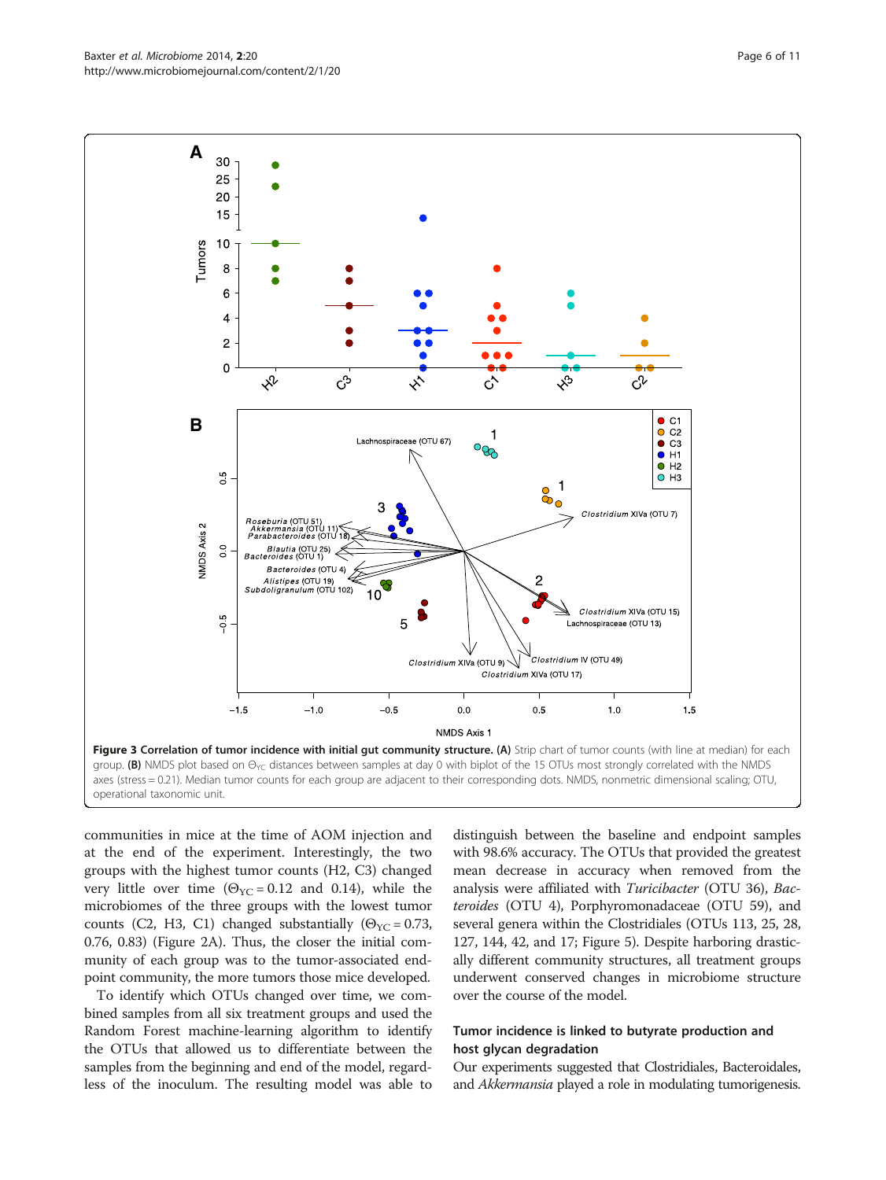**Figure 3 Correlation of tumor incidence with initial gut community structure. (A)** Strip chart of tumor counts (with line at median) for each group. **(B)** NMDS plot based on $\Theta_{YC}$ distances between samples at day 0 with biplot of the 15 OTUs most strongly correlated with the NMDS axes (stress = 0.21). Median tumor counts for each group are adjacent to their corresponding dots. NMDS, nonmetric dimensional scaling; OTU, operational taxonomic unit.

communities in mice at the time of AOM injection and at the end of the experiment. Interestingly, the two groups with the highest tumor counts (H2, C3) changed very little over time ($\Theta_{YC}$ = 0.12 and 0.14), while the microbiomes of the three groups with the lowest tumor counts (C2, H3, C1) changed substantially ($\Theta_{YC}$ = 0.73, 0.76, 0.83) (Figure 2A). Thus, the closer the initial community of each group was to the tumor-associated endpoint community, the more tumors those mice developed.

To identify which OTUs changed over time, we combined samples from all six treatment groups and used the Random Forest machine-learning algorithm to identify the OTUs that allowed us to differentiate between the samples from the beginning and end of the model, regardless of the inoculum. The resulting model was able to distinguish between the baseline and endpoint samples with 98.6% accuracy. The OTUs that provided the greatest mean decrease in accuracy when removed from the analysis were affiliated with *Turicibacter* (OTU 36), *Bacteroides* (OTU 4), Porphyromonadaceae (OTU 59), and several genera within the Clostridiales (OTUs 113, 25, 28, 127, 144, 42, and 17; Figure 5). Despite harboring drastically different community structures, all treatment groups underwent conserved changes in microbiome structure over the course of the model.

### Tumor incidence is linked to butyrate production and host glycan degradation

Our experiments suggested that Clostridiales, Bacteroidales, and *Akkermansia* played a role in modulating tumorigenesis.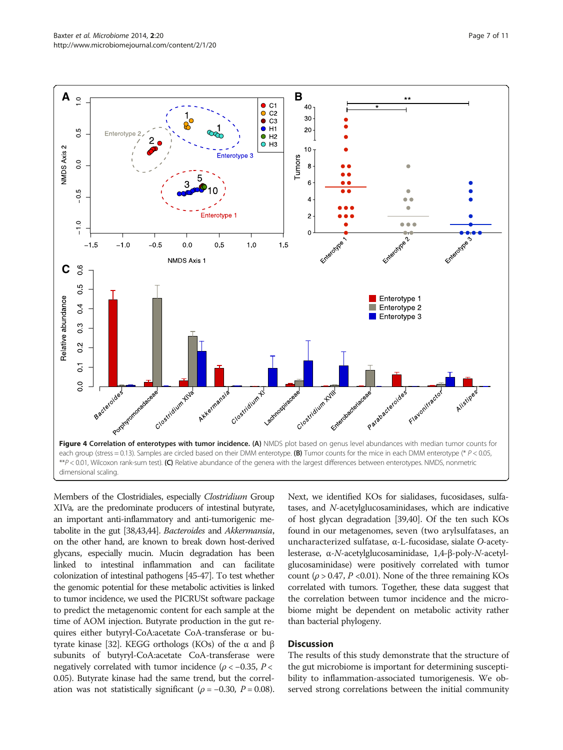**Figure 4 Correlation of enterotypes with tumor incidence. (A)** NMDS plot based on genus level abundances with median tumor counts for each group (stress = 0.13). Samples are circled based on their DMM enterotype. **(B)** Tumor counts for the mice in each DMM enterotype (* $P < 0.05$, ** $P < 0.01$, Wilcoxon rank-sum test). **(C)** Relative abundance of the genera with the largest differences between enterotypes. NMDS, nonmetric dimensional scaling.

Members of the Clostridiales, especially *Clostridium* Group XIVa, are the predominate producers of intestinal butyrate, an important anti-inflammatory and anti-tumorigenic metabolite in the gut [38,43,44]. *Bacteroides* and *Akkermansia*, on the other hand, are known to break down host-derived glycans, especially mucin. Mucin degradation has been linked to intestinal inflammation and can facilitate colonization of intestinal pathogens [45-47]. To test whether the genomic potential for these metabolic activities is linked to tumor incidence, we used the PICRUSt software package to predict the metagenomic content for each sample at the time of AOM injection. Butyrate production in the gut requires either butyryl-CoA:acetate CoA-transferase or butyrate kinase [32]. KEGG orthologs (KOs) of the α and β subunits of butyryl-CoA:acetate CoA-transferase were negatively correlated with tumor incidence ($\rho < -0.35$, $P < 0.05$). Butyrate kinase had the same trend, but the correlation was not statistically significant ($\rho = -0.30$, $P = 0.08$).

Next, we identified KOs for sialidases, fucosidases, sulfatases, and *N*-acetylglucosaminidases, which are indicative of host glycan degradation [39,40]. Of the ten such KOs found in our metagenomes, seven (two arylsulfatases, an uncharacterized sulfatase, α-L-fucosidase, sialate *O*-acetylesterase, α-*N*-acetylglucosaminidase, 1,4-β-poly-*N*-acetylglucosaminidase) were positively correlated with tumor count ($\rho > 0.47$, $P < 0.01$). None of the three remaining KOs correlated with tumors. Together, these data suggest that the correlation between tumor incidence and the microbiome might be dependent on metabolic activity rather than bacterial phylogeny.

## Discussion

The results of this study demonstrate that the structure of the gut microbiome is important for determining susceptibility to inflammation-associated tumorigenesis. We observed strong correlations between the initial community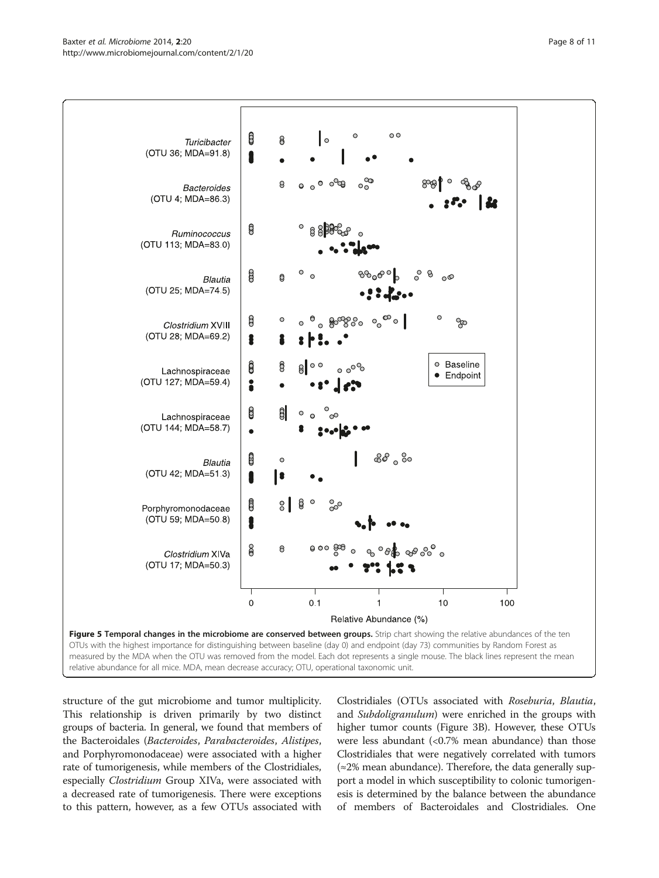**Figure 5 Temporal changes in the microbiome are conserved between groups.** Strip chart showing the relative abundances of the ten OTUs with the highest importance for distinguishing between baseline (day 0) and endpoint (day 73) communities by Random Forest as measured by the MDA when the OTU was removed from the model. Each dot represents a single mouse. The black lines represent the mean relative abundance for all mice. MDA, mean decrease accuracy; OTU, operational taxonomic unit.

structure of the gut microbiome and tumor multiplicity. This relationship is driven primarily by two distinct groups of bacteria. In general, we found that members of the Bacteroidales (*Bacteroides*, *Parabacteroides*, *Alistipes*, and Porphyromonodaceae) were associated with a higher rate of tumorigenesis, while members of the Clostridiales, especially *Clostridium* Group XIVa, were associated with a decreased rate of tumorigenesis. There were exceptions to this pattern, however, as a few OTUs associated with Clostridiales (OTUs associated with *Roseburia*, *Blautia*, and *Subdoligranulum*) were enriched in the groups with higher tumor counts (Figure 3B). However, these OTUs were less abundant (<0.7% mean abundance) than those Clostridiales that were negatively correlated with tumors (≈2% mean abundance). Therefore, the data generally support a model in which susceptibility to colonic tumorigenesis is determined by the balance between the abundance of members of Bacteroidales and Clostridiales. One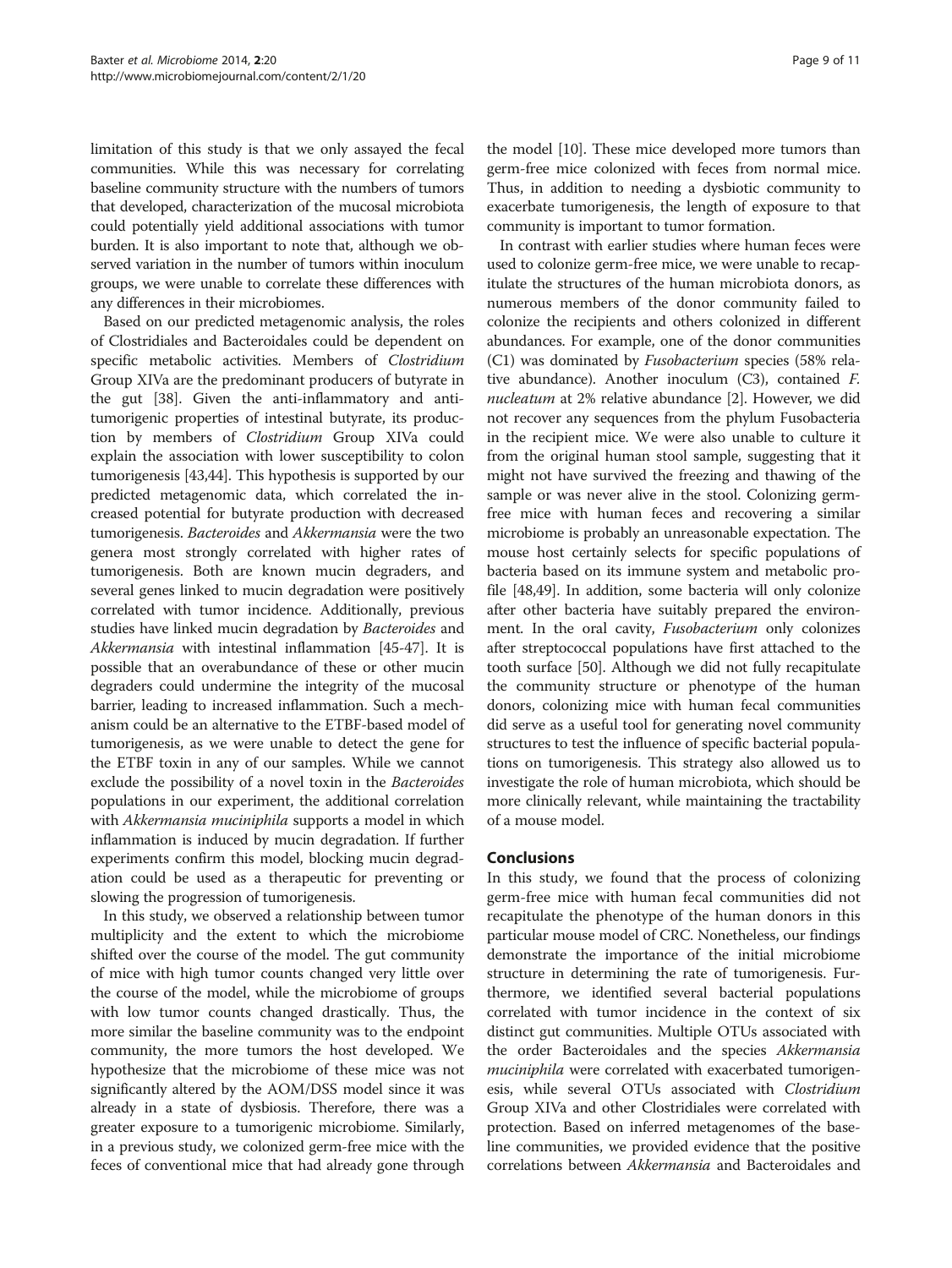limitation of this study is that we only assayed the fecal communities. While this was necessary for correlating baseline community structure with the numbers of tumors that developed, characterization of the mucosal microbiota could potentially yield additional associations with tumor burden. It is also important to note that, although we observed variation in the number of tumors within inoculum groups, we were unable to correlate these differences with any differences in their microbiomes.

Based on our predicted metagenomic analysis, the roles of Clostridiales and Bacteroidales could be dependent on specific metabolic activities. Members of *Clostridium* Group XIVa are the predominant producers of butyrate in the gut [38]. Given the anti-inflammatory and anti-tumorigenic properties of intestinal butyrate, its production by members of *Clostridium* Group XIVa could explain the association with lower susceptibility to colon tumorigenesis [43,44]. This hypothesis is supported by our predicted metagenomic data, which correlated the increased potential for butyrate production with decreased tumorigenesis. *Bacteroides* and *Akkermansia* were the two genera most strongly correlated with higher rates of tumorigenesis. Both are known mucin degraders, and several genes linked to mucin degradation were positively correlated with tumor incidence. Additionally, previous studies have linked mucin degradation by *Bacteroides* and *Akkermansia* with intestinal inflammation [45-47]. It is possible that an overabundance of these or other mucin degraders could undermine the integrity of the mucosal barrier, leading to increased inflammation. Such a mechanism could be an alternative to the ETBF-based model of tumorigenesis, as we were unable to detect the gene for the ETBF toxin in any of our samples. While we cannot exclude the possibility of a novel toxin in the *Bacteroides* populations in our experiment, the additional correlation with *Akkermansia muciniphila* supports a model in which inflammation is induced by mucin degradation. If further experiments confirm this model, blocking mucin degradation could be used as a therapeutic for preventing or slowing the progression of tumorigenesis.

In this study, we observed a relationship between tumor multiplicity and the extent to which the microbiome shifted over the course of the model. The gut community of mice with high tumor counts changed very little over the course of the model, while the microbiome of groups with low tumor counts changed drastically. Thus, the more similar the baseline community was to the endpoint community, the more tumors the host developed. We hypothesize that the microbiome of these mice was not significantly altered by the AOM/DSS model since it was already in a state of dysbiosis. Therefore, there was a greater exposure to a tumorigenic microbiome. Similarly, in a previous study, we colonized germ-free mice with the feces of conventional mice that had already gone through the model [10]. These mice developed more tumors than germ-free mice colonized with feces from normal mice. Thus, in addition to needing a dysbiotic community to exacerbate tumorigenesis, the length of exposure to that community is important to tumor formation.

In contrast with earlier studies where human feces were used to colonize germ-free mice, we were unable to recapitulate the structures of the human microbiota donors, as numerous members of the donor community failed to colonize the recipients and others colonized in different abundances. For example, one of the donor communities (C1) was dominated by *Fusobacterium* species (58% relative abundance). Another inoculum (C3), contained *F. nucleatum* at 2% relative abundance [2]. However, we did not recover any sequences from the phylum Fusobacteria in the recipient mice. We were also unable to culture it from the original human stool sample, suggesting that it might not have survived the freezing and thawing of the sample or was never alive in the stool. Colonizing germ-free mice with human feces and recovering a similar microbiome is probably an unreasonable expectation. The mouse host certainly selects for specific populations of bacteria based on its immune system and metabolic profile [48,49]. In addition, some bacteria will only colonize after other bacteria have suitably prepared the environment. In the oral cavity, *Fusobacterium* only colonizes after streptococcal populations have first attached to the tooth surface [50]. Although we did not fully recapitulate the community structure or phenotype of the human donors, colonizing mice with human fecal communities did serve as a useful tool for generating novel community structures to test the influence of specific bacterial populations on tumorigenesis. This strategy also allowed us to investigate the role of human microbiota, which should be more clinically relevant, while maintaining the tractability of a mouse model.

## Conclusions

In this study, we found that the process of colonizing germ-free mice with human fecal communities did not recapitulate the phenotype of the human donors in this particular mouse model of CRC. Nonetheless, our findings demonstrate the importance of the initial microbiome structure in determining the rate of tumorigenesis. Furthermore, we identified several bacterial populations correlated with tumor incidence in the context of six distinct gut communities. Multiple OTUs associated with the order Bacteroidales and the species *Akkermansia muciniphila* were correlated with exacerbated tumorigenesis, while several OTUs associated with *Clostridium* Group XIVa and other Clostridiales were correlated with protection. Based on inferred metagenomes of the baseline communities, we provided evidence that the positive correlations between *Akkermansia* and Bacteroidales and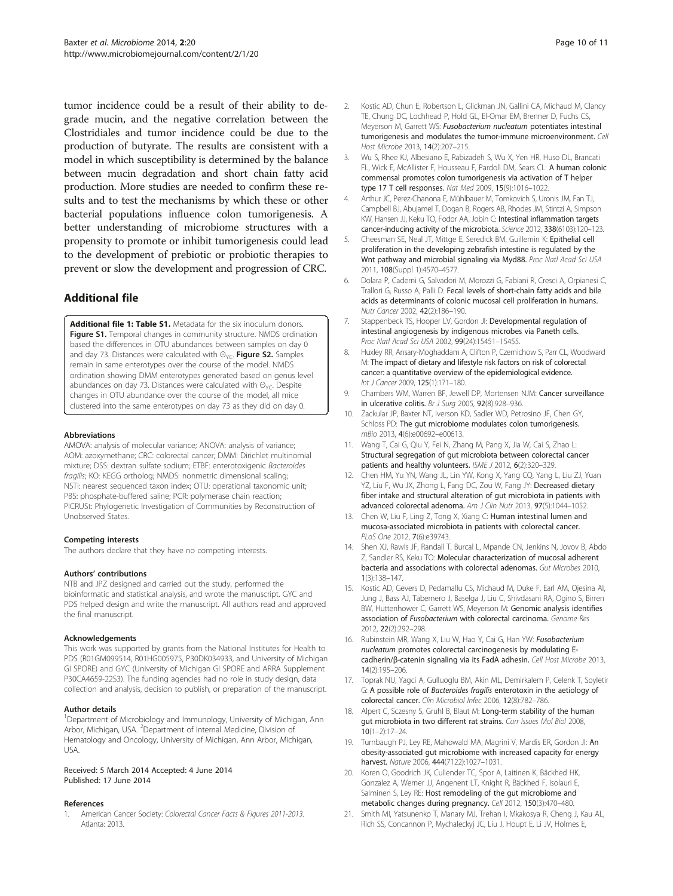tumor incidence could be a result of their ability to degrade mucin, and the negative correlation between the Clostridiales and tumor incidence could be due to the production of butyrate. The results are consistent with a model in which susceptibility is determined by the balance between mucin degradation and short chain fatty acid production. More studies are needed to confirm these results and to test the mechanisms by which these or other bacterial populations influence colon tumorigenesis. A better understanding of microbiome structures with a propensity to promote or inhibit tumorigenesis could lead to the development of prebiotic or probiotic therapies to prevent or slow the development and progression of CRC.

## Additional file

**Additional file 1: Table S1.** Metadata for the six inoculum donors. **Figure S1.** Temporal changes in community structure. NMDS ordination based the differences in OTU abundances between samples on day 0 and day 73. Distances were calculated with $\Theta_{YC}$. **Figure S2.** Samples remain in same enterotypes over the course of the model. NMDS ordination showing DMM enterotypes generated based on genus level abundances on day 73. Distances were calculated with $\Theta_{YC}$. Despite changes in OTU abundance over the course of the model, all mice clustered into the same enterotypes on day 73 as they did on day 0.

#### Abbreviations

AMOVA: analysis of molecular variance; ANOVA: analysis of variance; AOM: azoxymethane; CRC: colorectal cancer; DMM: Dirichlet multinomial mixture; DSS: dextran sulfate sodium; ETBF: enterotoxigenic *Bacteroides fragilis*; KO: KEGG ortholog; NMDS: nonmetric dimensional scaling; NSTI: nearest sequenced taxon index; OTU: operational taxonomic unit; PBS: phosphate-buffered saline; PCR: polymerase chain reaction; PICRUSt: Phylogenetic Investigation of Communities by Reconstruction of Unobserved States.

#### Competing interests

The authors declare that they have no competing interests.

#### Authors' contributions

NTB and JPZ designed and carried out the study, performed the bioinformatic and statistical analysis, and wrote the manuscript. GYC and PDS helped design and write the manuscript. All authors read and approved the final manuscript.

#### Acknowledgements

This work was supported by grants from the National Institutes for Health to PDS (R01GM099514, R01HG005975, P30DK034933, and University of Michigan GI SPORE) and GYC (University of Michigan GI SPORE and ARRA Supplement P30CA4659-22S3). The funding agencies had no role in study design, data collection and analysis, decision to publish, or preparation of the manuscript.

#### Author details

[1]Department of Microbiology and Immunology, University of Michigan, Ann Arbor, Michigan, USA. [2]Department of Internal Medicine, Division of Hematology and Oncology, University of Michigan, Ann Arbor, Michigan, USA.

Received: 5 March 2014 Accepted: 4 June 2014
Published: 17 June 2014

#### References

1. American Cancer Society: *Colorectal Cancer Facts & Figures 2011-2013*. Atlanta: 2013.
2. Kostic AD, Chun E, Robertson L, Glickman JN, Gallini CA, Michaud M, Clancy TE, Chung DC, Lochhead P, Hold GL, El-Omar EM, Brenner D, Fuchs CS, Meyerson M, Garrett WS: *Fusobacterium nucleatum* potentiates intestinal tumorigenesis and modulates the tumor-immune microenvironment. *Cell Host Microbe* 2013, **14**(2):207–215.
3. Wu S, Rhee KJ, Albesiano E, Rabizadeh S, Wu X, Yen HR, Huso DL, Brancati FL, Wick E, McAllister F, Housseau F, Pardoll DM, Sears CL: A human colonic commensal promotes colon tumorigenesis via activation of T helper type 17 T cell responses. *Nat Med* 2009, **15**(9):1016–1022.
4. Arthur JC, Perez-Chanona E, Mühlbauer M, Tomkovich S, Uronis JM, Fan TJ, Campbell BJ, Abujamel T, Dogan B, Rogers AB, Rhodes JM, Stintzi A, Simpson KW, Hansen JJ, Keku TO, Fodor AA, Jobin C: Intestinal inflammation targets cancer-inducing activity of the microbiota. *Science* 2012, **338**(6103):120–123.
5. Cheesman SE, Neal JT, Mittge E, Seredick BM, Guillemin K: Epithelial cell proliferation in the developing zebrafish intestine is regulated by the Wnt pathway and microbial signaling via Myd88. *Proc Natl Acad Sci USA* 2011, **108**(Suppl 1):4570–4577.
6. Dolara P, Caderni G, Salvadori M, Morozzi G, Fabiani R, Cresci A, Orpianesi C, Trallori G, Russo A, Palli D: Fecal levels of short-chain fatty acids and bile acids as determinants of colonic mucosal cell proliferation in humans. *Nutr Cancer* 2002, **42**(2):186–190.
7. Stappenbeck TS, Hooper LV, Gordon JI: Developmental regulation of intestinal angiogenesis by indigenous microbes via Paneth cells. *Proc Natl Acad Sci USA* 2002, **99**(24):15451–15455.
8. Huxley RR, Ansary-Moghaddam A, Clifton P, Czernichow S, Parr CL, Woodward M: The impact of dietary and lifestyle risk factors on risk of colorectal cancer: a quantitative overview of the epidemiological evidence. *Int J Cancer* 2009, **125**(1):171–180.
9. Chambers WM, Warren BF, Jewell DP, Mortensen NJM: Cancer surveillance in ulcerative colitis. *Br J Surg* 2005, **92**(8):928–936.
10. Zackular JP, Baxter NT, Iverson KD, Sadler WD, Petrosino JF, Chen GY, Schloss PD: The gut microbiome modulates colon tumorigenesis. *mBio* 2013, **4**(6):e00692–e00613.
11. Wang T, Cai G, Qiu Y, Fei N, Zhang M, Pang X, Jia W, Cai S, Zhao L: Structural segregation of gut microbiota between colorectal cancer patients and healthy volunteers. *ISME J* 2012, **6**(2):320–329.
12. Chen HM, Yu YN, Wang JL, Lin YW, Kong X, Yang CQ, Yang L, Liu ZJ, Yuan YZ, Liu F, Wu JX, Zhong L, Fang DC, Zou W, Fang JY: Decreased dietary fiber intake and structural alteration of gut microbiota in patients with advanced colorectal adenoma. *Am J Clin Nutr* 2013, **97**(5):1044–1052.
13. Chen W, Liu F, Ling Z, Tong X, Xiang C: Human intestinal lumen and mucosa-associated microbiota in patients with colorectal cancer. *PLoS One* 2012, **7**(6):e39743.
14. Shen XJ, Rawls JF, Randall T, Burcal L, Mpande CN, Jenkins N, Jovov B, Abdo Z, Sandler RS, Keku TO: Molecular characterization of mucosal adherent bacteria and associations with colorectal adenomas. *Gut Microbes* 2010, **1**(3):138–147.
15. Kostic AD, Gevers D, Pedamallu CS, Michaud M, Duke F, Earl AM, Ojesina AI, Jung J, Bass AJ, Tabernero J, Baselga J, Liu C, Shivdasani RA, Ogino S, Birren BW, Huttenhower C, Garrett WS, Meyerson M: Genomic analysis identifies association of *Fusobacterium* with colorectal carcinoma. *Genome Res* 2012, **22**(2):292–298.
16. Rubinstein MR, Wang X, Liu W, Hao Y, Cai G, Han YW: *Fusobacterium nucleatum* promotes colorectal carcinogenesis by modulating E-cadherin/β-catenin signaling via its FadA adhesin. *Cell Host Microbe* 2013, **14**(2):195–206.
17. Toprak NU, Yagci A, Gulluoglu BM, Akin ML, Demirkalem P, Celenk T, Soyletir G: A possible role of *Bacteroides fragilis* enterotoxin in the aetiology of colorectal cancer. *Clin Microbiol Infec* 2006, **12**(8):782–786.
18. Alpert C, Sczesny S, Gruhl B, Blaut M: Long-term stability of the human gut microbiota in two different rat strains. *Curr Issues Mol Biol* 2008, **10**(1–2):17–24.
19. Turnbaugh PJ, Ley RE, Mahowald MA, Magrini V, Mardis ER, Gordon JI: An obesity-associated gut microbiome with increased capacity for energy harvest. *Nature* 2006, **444**(7122):1027–1031.
20. Koren O, Goodrich JK, Cullender TC, Spor A, Laitinen K, Bäckhed HK, Gonzalez A, Werner JJ, Angenent LT, Knight R, Bäckhed F, Isolauri E, Salminen S, Ley RE: Host remodeling of the gut microbiome and metabolic changes during pregnancy. *Cell* 2012, **150**(3):470–480.
21. Smith MI, Yatsunenko T, Manary MJ, Trehan I, Mkakosya R, Cheng J, Kau AL, Rich SS, Concannon P, Mychaleckyj JC, Liu J, Houpt E, Li JV, Holmes E,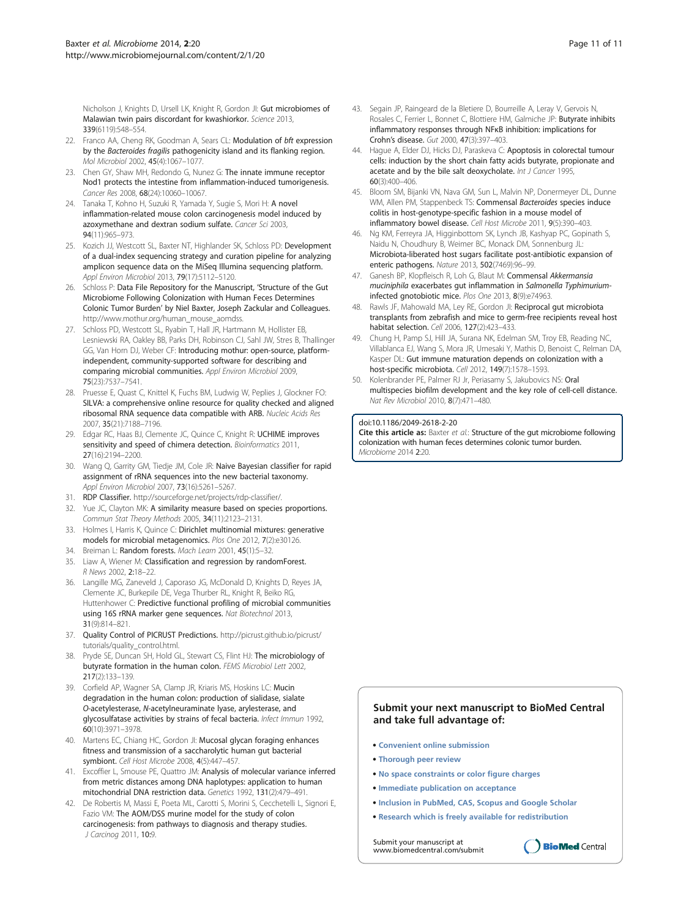Nicholson J, Knights D, Ursell LK, Knight R, Gordon JI: **Gut microbiomes of Malawian twin pairs discordant for kwashiorkor.** *Science* 2013, **339**(6119):548–554.

22. Franco AA, Cheng RK, Goodman A, Sears CL: **Modulation of *bft* expression by the *Bacteroides fragilis* pathogenicity island and its flanking region.** *Mol Microbiol* 2002, **45**(4):1067–1077.
23. Chen GY, Shaw MH, Redondo G, Nunez G: **The innate immune receptor Nod1 protects the intestine from inflammation-induced tumorigenesis.** *Cancer Res* 2008, **68**(24):10060–10067.
24. Tanaka T, Kohno H, Suzuki R, Yamada Y, Sugie S, Mori H: **A novel inflammation-related mouse colon carcinogenesis model induced by azoxymethane and dextran sodium sulfate.** *Cancer Sci* 2003, **94**(11):965–973.
25. Kozich JJ, Westcott SL, Baxter NT, Highlander SK, Schloss PD: **Development of a dual-index sequencing strategy and curation pipeline for analyzing amplicon sequence data on the MiSeq Illumina sequencing platform.** *Appl Environ Microbiol* 2013, **79**(17):5112–5120.
26. Schloss P: **Data File Repository for the Manuscript, 'Structure of the Gut Microbiome Following Colonization with Human Feces Determines Colonic Tumor Burden' by Niel Baxter, Joseph Zackular and Colleagues.** http://www.mothur.org/human_mouse_aomdss.
27. Schloss PD, Westcott SL, Ryabin T, Hall JR, Hartmann M, Hollister EB, Lesniewski RA, Oakley BB, Parks DH, Robinson CJ, Sahl JW, Stres B, Thallinger GG, Van Horn DJ, Weber CF: **Introducing mothur: open-source, platform-independent, community-supported software for describing and comparing microbial communities.** *Appl Environ Microbiol* 2009, **75**(23):7537–7541.
28. Pruesse E, Quast C, Knittel K, Fuchs BM, Ludwig W, Peplies J, Glockner FO: **SILVA: a comprehensive online resource for quality checked and aligned ribosomal RNA sequence data compatible with ARB.** *Nucleic Acids Res* 2007, **35**(21):7188–7196.
29. Edgar RC, Haas BJ, Clemente JC, Quince C, Knight R: **UCHIME improves sensitivity and speed of chimera detection.** *Bioinformatics* 2011, **27**(16):2194–2200.
30. Wang Q, Garrity GM, Tiedje JM, Cole JR: **Naive Bayesian classifier for rapid assignment of rRNA sequences into the new bacterial taxonomy.** *Appl Environ Microbiol* 2007, **73**(16):5261–5267.
31. **RDP Classifier.** http://sourceforge.net/projects/rdp-classifier/.
32. Yue JC, Clayton MK: **A similarity measure based on species proportions.** *Commun Stat Theory Methods* 2005, **34**(11):2123–2131.
33. Holmes I, Harris K, Quince C: **Dirichlet multinomial mixtures: generative models for microbial metagenomics.** *Plos One* 2012, **7**(2):e30126.
34. Breiman L: **Random forests.** *Mach Learn* 2001, **45**(1):5–32.
35. Liaw A, Wiener M: **Classification and regression by randomForest.** *R News* 2002, **2**:18–22.
36. Langille MG, Zaneveld J, Caporaso JG, McDonald D, Knights D, Reyes JA, Clemente JC, Burkepile DE, Vega Thurber RL, Knight R, Beiko RG, Huttenhower C: **Predictive functional profiling of microbial communities using 16S rRNA marker gene sequences.** *Nat Biotechnol* 2013, **31**(9):814–821.
37. **Quality Control of PICRUST Predictions.** http://picrust.github.io/picrust/tutorials/quality_control.html.
38. Pryde SE, Duncan SH, Hold GL, Stewart CS, Flint HJ: **The microbiology of butyrate formation in the human colon.** *FEMS Microbiol Lett* 2002, **217**(2):133–139.
39. Corfield AP, Wagner SA, Clamp JR, Kriaris MS, Hoskins LC: **Mucin degradation in the human colon: production of sialidase, sialate O-acetylesterase, N-acetylneuraminate lyase, arylesterase, and glycosulfatase activities by strains of fecal bacteria.** *Infect Immun* 1992, **60**(10):3971–3978.
40. Martens EC, Chiang HC, Gordon JI: **Mucosal glycan foraging enhances fitness and transmission of a saccharolytic human gut bacterial symbiont.** *Cell Host Microbe* 2008, **4**(5):447–457.
41. Excoffier L, Smouse PE, Quattro JM: **Analysis of molecular variance inferred from metric distances among DNA haplotypes: application to human mitochondrial DNA restriction data.** *Genetics* 1992, **131**(2):479–491.
42. De Robertis M, Massi E, Poeta ML, Carotti S, Morini S, Cecchetelli L, Signori E, Fazio VM: **The AOM/DSS murine model for the study of colon carcinogenesis: from pathways to diagnosis and therapy studies.** *J Carcinog* 2011, **10**:9.
43. Segain JP, Raingeard de la Bletiere D, Bourreille A, Leray V, Gervois N, Rosales C, Ferrier L, Bonnet C, Blottiere HM, Galmiche JP: **Butyrate inhibits inflammatory responses through NFκB inhibition: implications for Crohn's disease.** *Gut* 2000, **47**(3):397–403.
44. Hague A, Elder DJ, Hicks DJ, Paraskeva C: **Apoptosis in colorectal tumour cells: induction by the short chain fatty acids butyrate, propionate and acetate and by the bile salt deoxycholate.** *Int J Cancer* 1995, **60**(3):400–406.
45. Bloom SM, Bijanki VN, Nava GM, Sun L, Malvin NP, Donermeyer DL, Dunne WM, Allen PM, Stappenbeck TS: **Commensal *Bacteroides* species induce colitis in host-genotype-specific fashion in a mouse model of inflammatory bowel disease.** *Cell Host Microbe* 2011, **9**(5):390–403.
46. Ng KM, Ferreyra JA, Higginbottom SK, Lynch JB, Kashyap PC, Gopinath S, Naidu N, Choudhury B, Weimer BC, Monack DM, Sonnenburg JL: **Microbiota-liberated host sugars facilitate post-antibiotic expansion of enteric pathogens.** *Nature* 2013, **502**(7469):96–99.
47. Ganesh BP, Klopfleisch R, Loh G, Blaut M: **Commensal *Akkermansia muciniphila* exacerbates gut inflammation in *Salmonella Typhimurium*-infected gnotobiotic mice.** *Plos One* 2013, **8**(9):e74963.
48. Rawls JF, Mahowald MA, Ley RE, Gordon JI: **Reciprocal gut microbiota transplants from zebrafish and mice to germ-free recipients reveal host habitat selection.** *Cell* 2006, **127**(2):423–433.
49. Chung H, Pamp SJ, Hill JA, Surana NK, Edelman SM, Troy EB, Reading NC, Villablanca EJ, Wang S, Mora JR, Umesaki Y, Mathis D, Benoist C, Relman DA, Kasper DL: **Gut immune maturation depends on colonization with a host-specific microbiota.** *Cell* 2012, **149**(7):1578–1593.
50. Kolenbrander PE, Palmer RJ Jr, Periasamy S, Jakubovics NS: **Oral multispecies biofilm development and the key role of cell-cell distance.** *Nat Rev Microbiol* 2010, **8**(7):471–480.

doi:10.1186/2049-2618-2-20

**Cite this article as:** Baxter *et al.*: Structure of the gut microbiome following colonization with human feces determines colonic tumor burden. *Microbiome* 2014 **2**:20.

**Submit your next manuscript to BioMed Central and take full advantage of:**

- **Convenient online submission**
- **Thorough peer review**
- **No space constraints or color figure charges**
- **Immediate publication on acceptance**
- **Inclusion in PubMed, CAS, Scopus and Google Scholar**
- **Research which is freely available for redistribution**

Submit your manuscript at www.biomedcentral.com/submit

BioMed Central